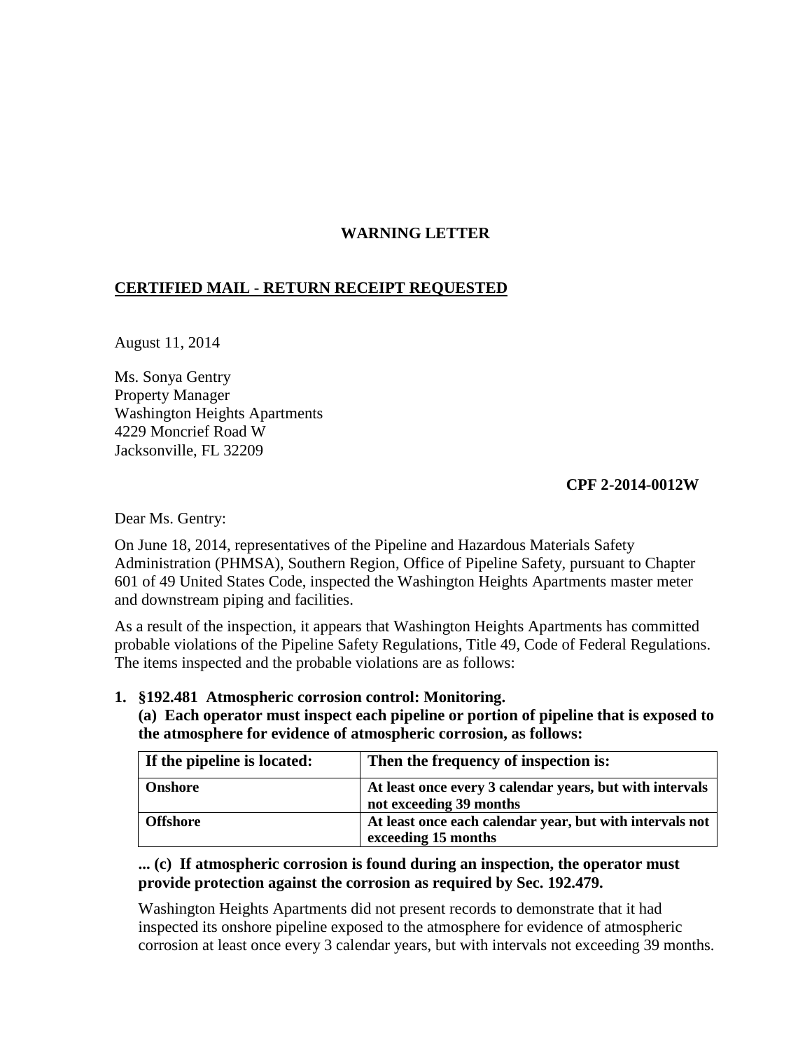**WARNING LETTER**

**CERTIFIED MAIL - RETURN RECEIPT REQUESTED**

August 11, 2014

Ms. Sonya Gentry
Property Manager
Washington Heights Apartments
4229 Moncrief Road W
Jacksonville, FL 32209

**CPF 2-2014-0012W**

Dear Ms. Gentry:

On June 18, 2014, representatives of the Pipeline and Hazardous Materials Safety Administration (PHMSA), Southern Region, Office of Pipeline Safety, pursuant to Chapter 601 of 49 United States Code, inspected the Washington Heights Apartments master meter and downstream piping and facilities.

As a result of the inspection, it appears that Washington Heights Apartments has committed probable violations of the Pipeline Safety Regulations, Title 49, Code of Federal Regulations. The items inspected and the probable violations are as follows:

1. **§192.481 Atmospheric corrosion control: Monitoring.**

   **(a) Each operator must inspect each pipeline or portion of pipeline that is exposed to the atmosphere for evidence of atmospheric corrosion, as follows:**

| If the pipeline is located: | Then the frequency of inspection is: |
|---|---|
| **Onshore** | **At least once every 3 calendar years, but with intervals not exceeding 39 months** |
| **Offshore** | **At least once each calendar year, but with intervals not exceeding 15 months** |

   **... (c) If atmospheric corrosion is found during an inspection, the operator must provide protection against the corrosion as required by Sec. 192.479.**

   Washington Heights Apartments did not present records to demonstrate that it had inspected its onshore pipeline exposed to the atmosphere for evidence of atmospheric corrosion at least once every 3 calendar years, but with intervals not exceeding 39 months.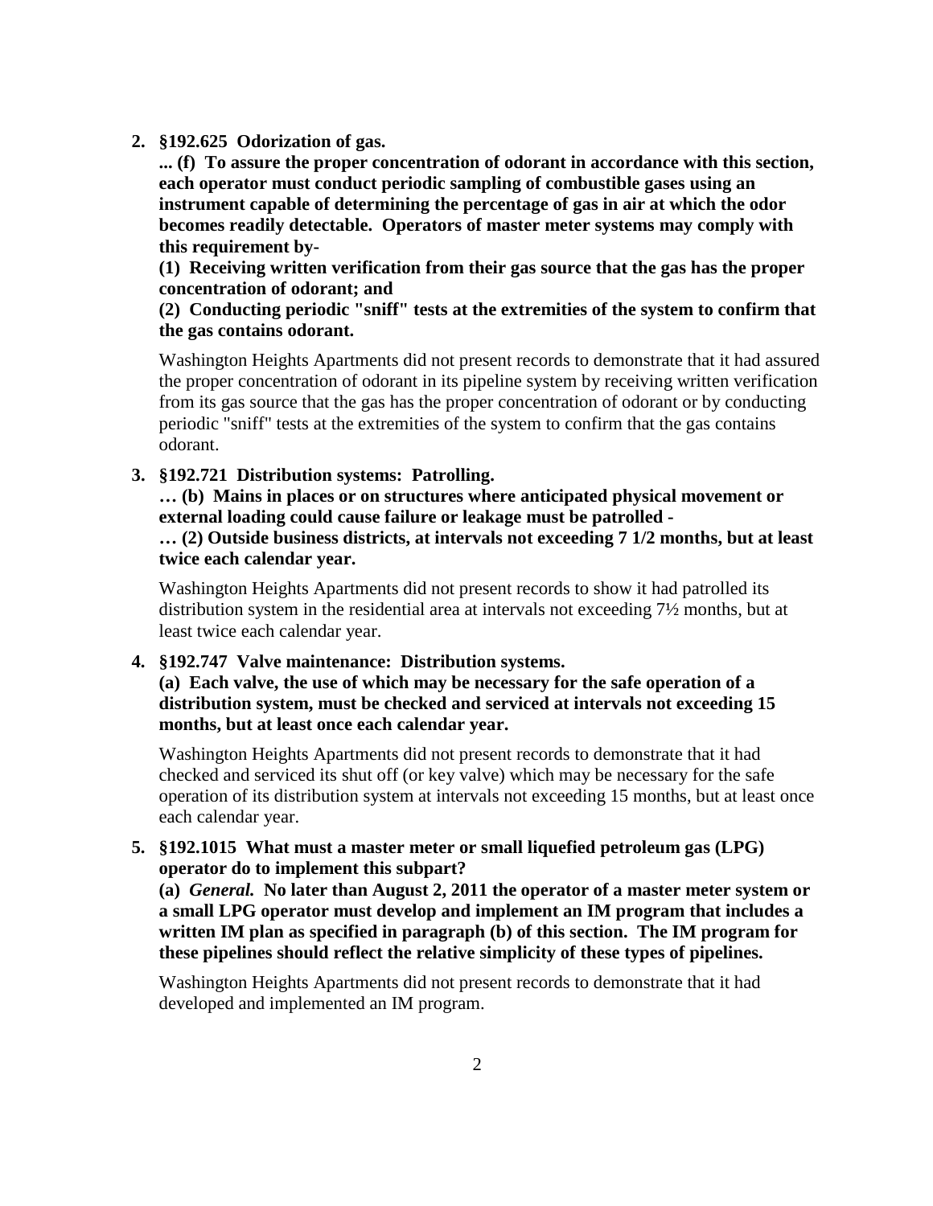2. **§192.625 Odorization of gas.**

   **... (f) To assure the proper concentration of odorant in accordance with this section, each operator must conduct periodic sampling of combustible gases using an instrument capable of determining the percentage of gas in air at which the odor becomes readily detectable. Operators of master meter systems may comply with this requirement by-**

   **(1) Receiving written verification from their gas source that the gas has the proper concentration of odorant; and**

   **(2) Conducting periodic "sniff" tests at the extremities of the system to confirm that the gas contains odorant.**

   Washington Heights Apartments did not present records to demonstrate that it had assured the proper concentration of odorant in its pipeline system by receiving written verification from its gas source that the gas has the proper concentration of odorant or by conducting periodic "sniff" tests at the extremities of the system to confirm that the gas contains odorant.

3. **§192.721 Distribution systems: Patrolling.**

   **… (b) Mains in places or on structures where anticipated physical movement or external loading could cause failure or leakage must be patrolled -**

   **… (2) Outside business districts, at intervals not exceeding 7 1/2 months, but at least twice each calendar year.**

   Washington Heights Apartments did not present records to show it had patrolled its distribution system in the residential area at intervals not exceeding 7½ months, but at least twice each calendar year.

4. **§192.747 Valve maintenance: Distribution systems.**

   **(a) Each valve, the use of which may be necessary for the safe operation of a distribution system, must be checked and serviced at intervals not exceeding 15 months, but at least once each calendar year.**

   Washington Heights Apartments did not present records to demonstrate that it had checked and serviced its shut off (or key valve) which may be necessary for the safe operation of its distribution system at intervals not exceeding 15 months, but at least once each calendar year.

5. **§192.1015 What must a master meter or small liquefied petroleum gas (LPG) operator do to implement this subpart?**

   **(a) *General.* No later than August 2, 2011 the operator of a master meter system or a small LPG operator must develop and implement an IM program that includes a written IM plan as specified in paragraph (b) of this section. The IM program for these pipelines should reflect the relative simplicity of these types of pipelines.**

   Washington Heights Apartments did not present records to demonstrate that it had developed and implemented an IM program.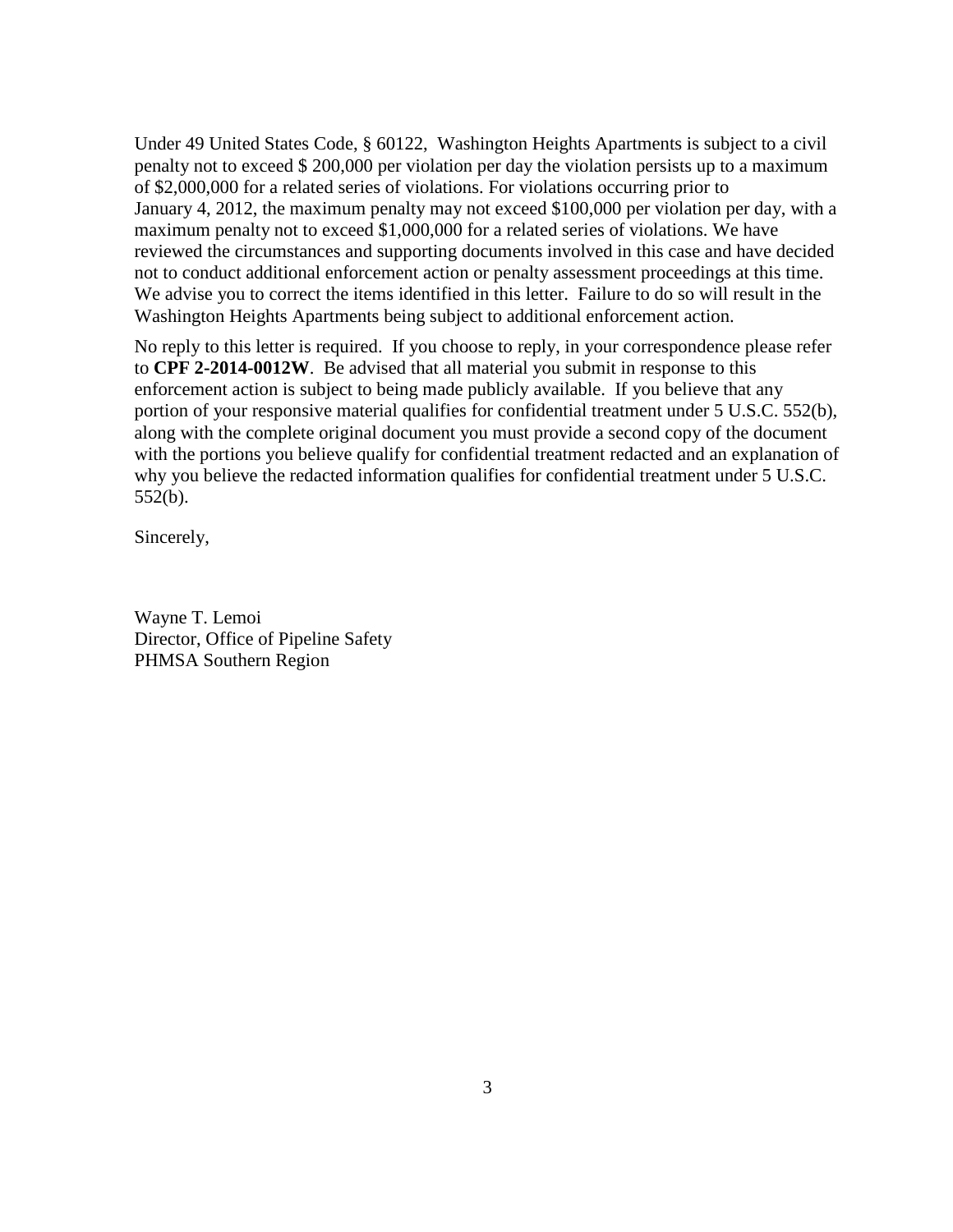Under 49 United States Code, § 60122, Washington Heights Apartments is subject to a civil penalty not to exceed $ 200,000 per violation per day the violation persists up to a maximum of $2,000,000 for a related series of violations. For violations occurring prior to January 4, 2012, the maximum penalty may not exceed $100,000 per violation per day, with a maximum penalty not to exceed $1,000,000 for a related series of violations. We have reviewed the circumstances and supporting documents involved in this case and have decided not to conduct additional enforcement action or penalty assessment proceedings at this time. We advise you to correct the items identified in this letter. Failure to do so will result in the Washington Heights Apartments being subject to additional enforcement action.

No reply to this letter is required. If you choose to reply, in your correspondence please refer to **CPF 2-2014-0012W**. Be advised that all material you submit in response to this enforcement action is subject to being made publicly available. If you believe that any portion of your responsive material qualifies for confidential treatment under 5 U.S.C. 552(b), along with the complete original document you must provide a second copy of the document with the portions you believe qualify for confidential treatment redacted and an explanation of why you believe the redacted information qualifies for confidential treatment under 5 U.S.C. 552(b).

Sincerely,

Wayne T. Lemoi
Director, Office of Pipeline Safety
PHMSA Southern Region